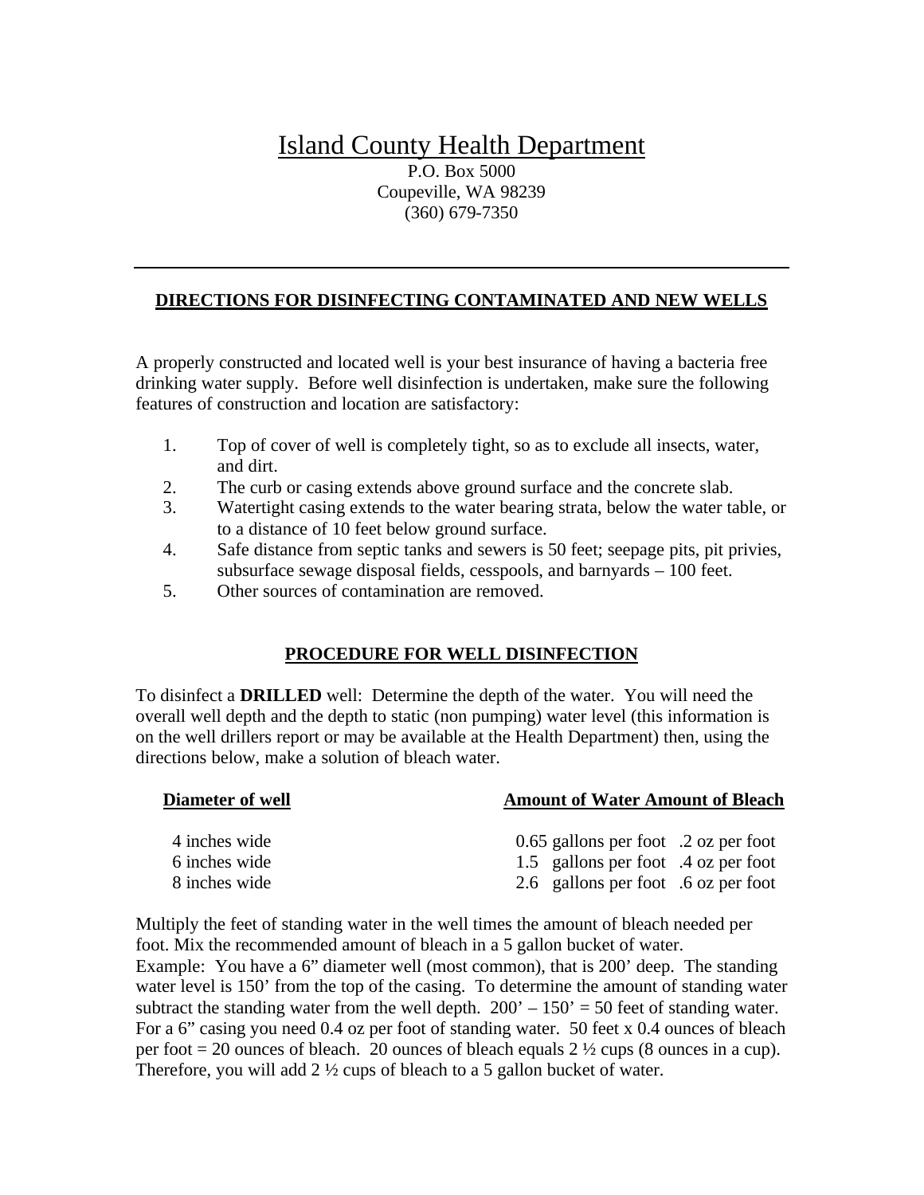# Island County Health Department

P.O. Box 5000
Coupeville, WA 98239
(360) 679-7350

---

## DIRECTIONS FOR DISINFECTING CONTAMINATED AND NEW WELLS

A properly constructed and located well is your best insurance of having a bacteria free drinking water supply. Before well disinfection is undertaken, make sure the following features of construction and location are satisfactory:

1. Top of cover of well is completely tight, so as to exclude all insects, water, and dirt.
2. The curb or casing extends above ground surface and the concrete slab.
3. Watertight casing extends to the water bearing strata, below the water table, or to a distance of 10 feet below ground surface.
4. Safe distance from septic tanks and sewers is 50 feet; seepage pits, pit privies, subsurface sewage disposal fields, cesspools, and barnyards – 100 feet.
5. Other sources of contamination are removed.

## PROCEDURE FOR WELL DISINFECTION

To disinfect a **DRILLED** well: Determine the depth of the water. You will need the overall well depth and the depth to static (non pumping) water level (this information is on the well drillers report or may be available at the Health Department) then, using the directions below, make a solution of bleach water.

| Diameter of well | Amount of Water | Amount of Bleach |
|---|---|---|
| 4 inches wide | 0.65 gallons per foot | .2 oz per foot |
| 6 inches wide | 1.5 gallons per foot | .4 oz per foot |
| 8 inches wide | 2.6 gallons per foot | .6 oz per foot |

Multiply the feet of standing water in the well times the amount of bleach needed per foot. Mix the recommended amount of bleach in a 5 gallon bucket of water.
Example: You have a 6" diameter well (most common), that is 200' deep. The standing water level is 150' from the top of the casing. To determine the amount of standing water subtract the standing water from the well depth. 200' – 150' = 50 feet of standing water. For a 6" casing you need 0.4 oz per foot of standing water. 50 feet x 0.4 ounces of bleach per foot = 20 ounces of bleach. 20 ounces of bleach equals 2 ½ cups (8 ounces in a cup). Therefore, you will add 2 ½ cups of bleach to a 5 gallon bucket of water.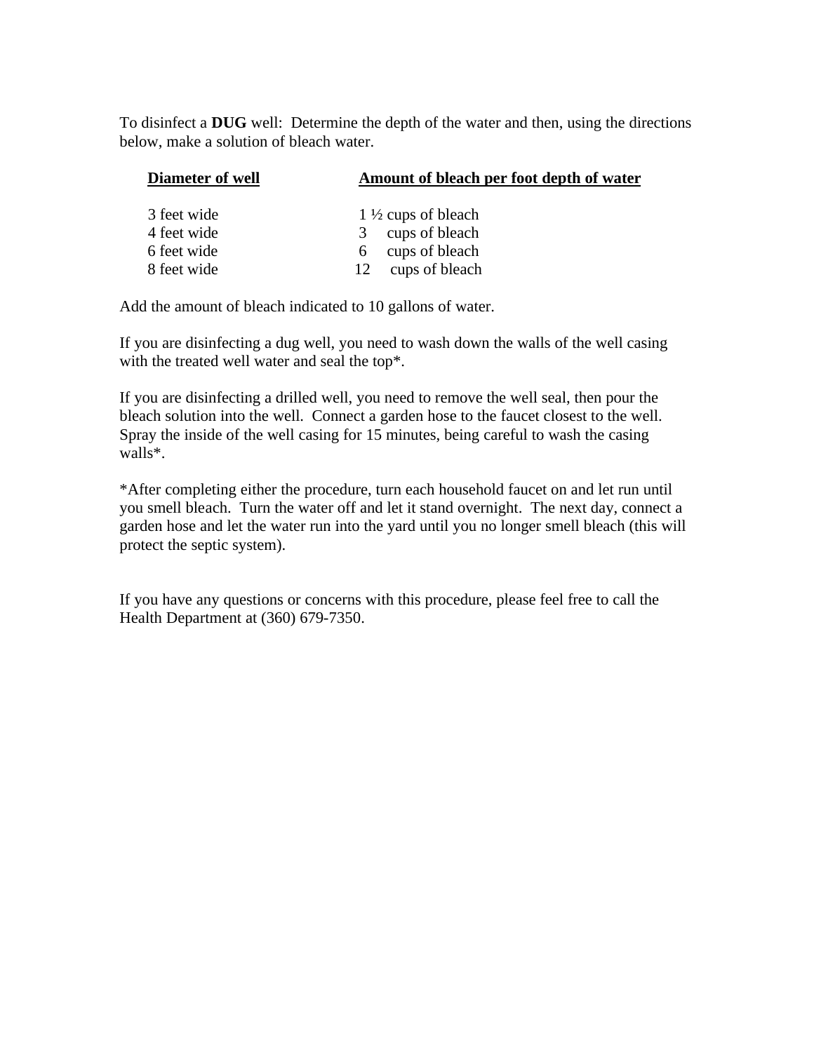To disinfect a **DUG** well: Determine the depth of the water and then, using the directions below, make a solution of bleach water.

| Diameter of well | Amount of bleach per foot depth of water |
|---|---|
| 3 feet wide | 1 ½ cups of bleach |
| 4 feet wide | 3 cups of bleach |
| 6 feet wide | 6 cups of bleach |
| 8 feet wide | 12 cups of bleach |

Add the amount of bleach indicated to 10 gallons of water.

If you are disinfecting a dug well, you need to wash down the walls of the well casing with the treated well water and seal the top*.

If you are disinfecting a drilled well, you need to remove the well seal, then pour the bleach solution into the well. Connect a garden hose to the faucet closest to the well. Spray the inside of the well casing for 15 minutes, being careful to wash the casing walls*.

*After completing either the procedure, turn each household faucet on and let run until you smell bleach. Turn the water off and let it stand overnight. The next day, connect a garden hose and let the water run into the yard until you no longer smell bleach (this will protect the septic system).

If you have any questions or concerns with this procedure, please feel free to call the Health Department at (360) 679-7350.